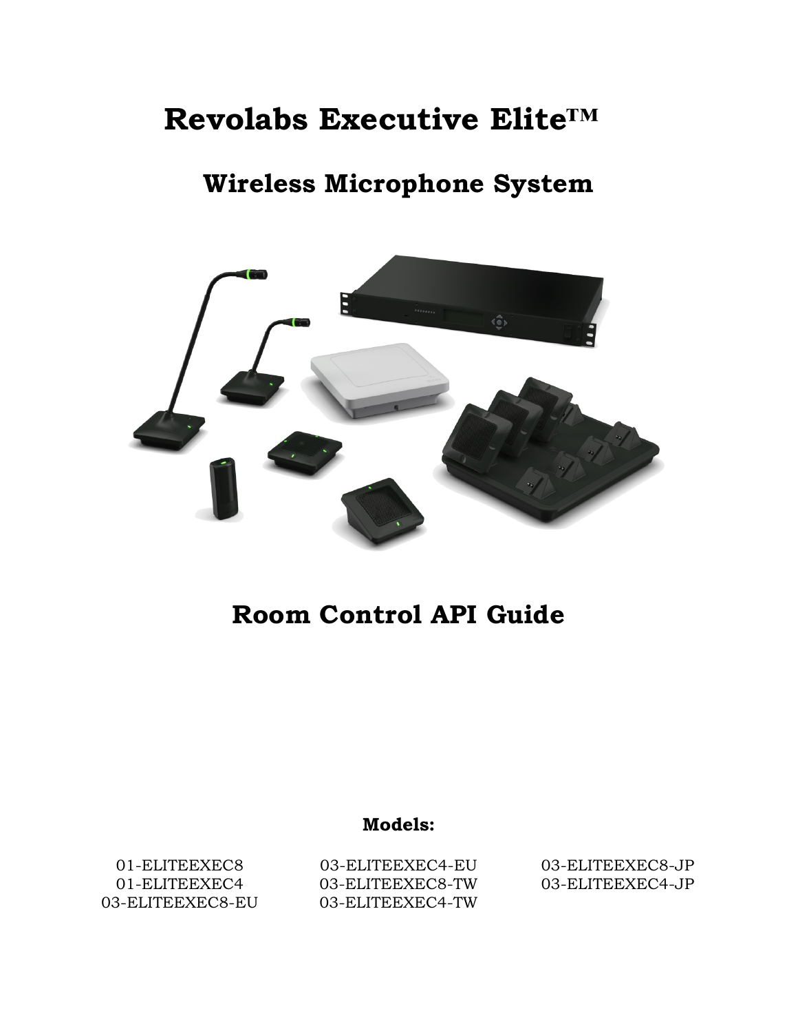# Revolabs Executive Elite™

## Wireless Microphone System

## Room Control API Guide

**Models:**

01-ELITEEXEC8
01-ELITEEXEC4
03-ELITEEXEC8-EU
03-ELITEEXEC4-EU
03-ELITEEXEC8-TW
03-ELITEEXEC4-TW
03-ELITEEXEC8-JP
03-ELITEEXEC4-JP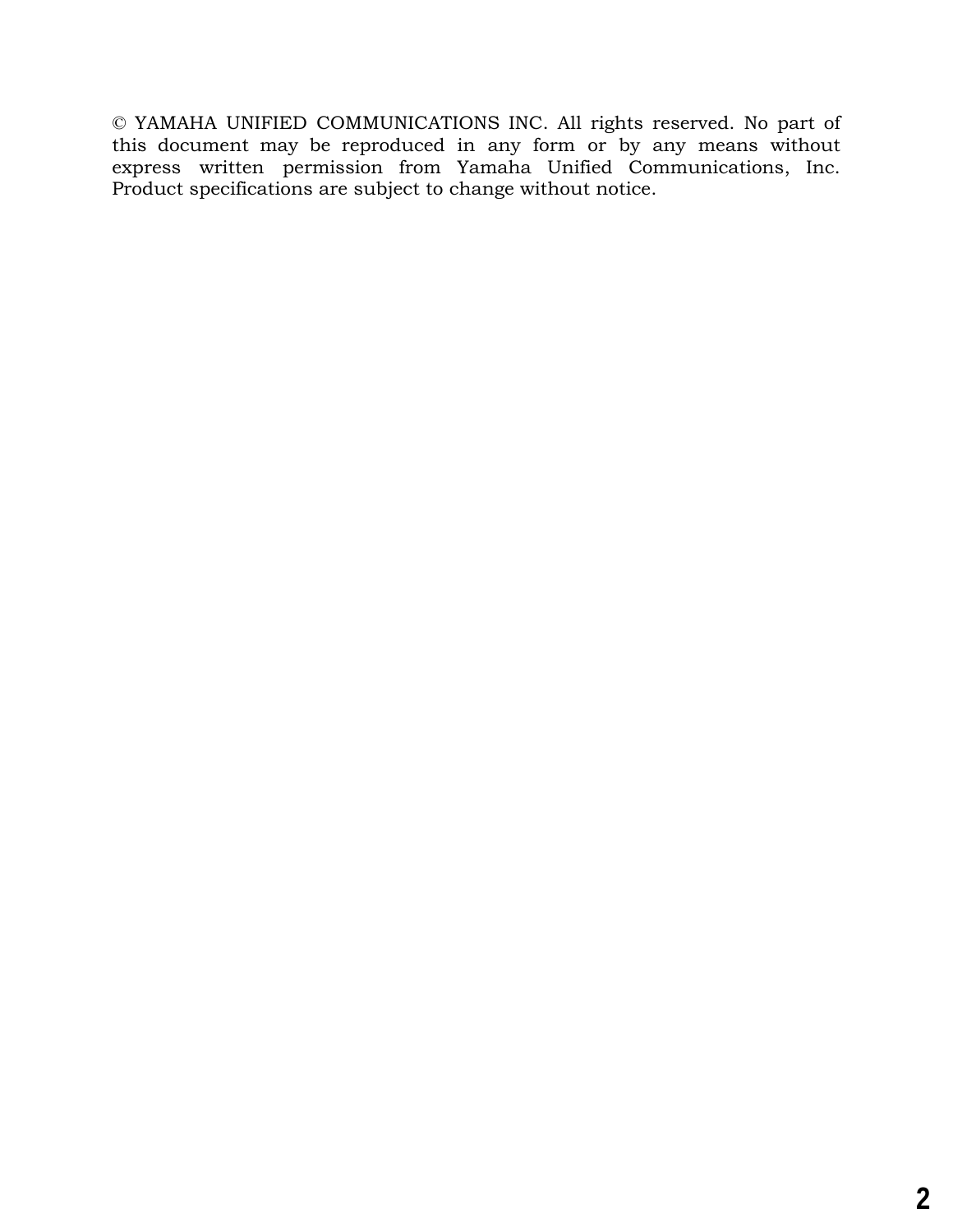© YAMAHA UNIFIED COMMUNICATIONS INC. All rights reserved. No part of this document may be reproduced in any form or by any means without express written permission from Yamaha Unified Communications, Inc. Product specifications are subject to change without notice.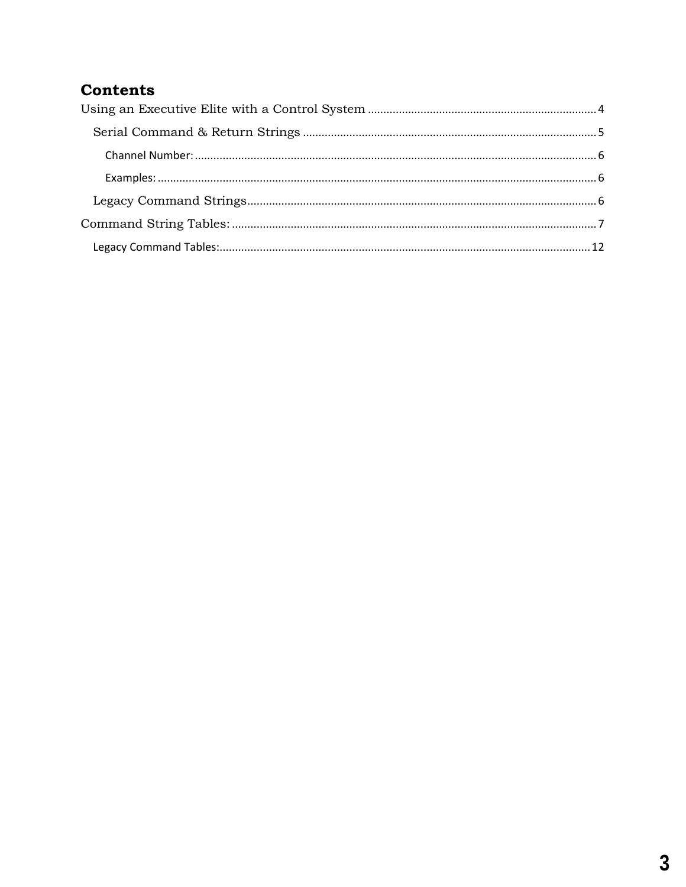# Contents

Using an Executive Elite with a Control System ........................................................................ 4

- Serial Command & Return Strings ............................................................................................ 5
  - Channel Number: ...................................................................................................................... 6
  - Examples: .................................................................................................................................. 6
- Legacy Command Strings........................................................................................................... 6

Command String Tables: ................................................................................................................ 7

- Legacy Command Tables:......................................................................................................... 12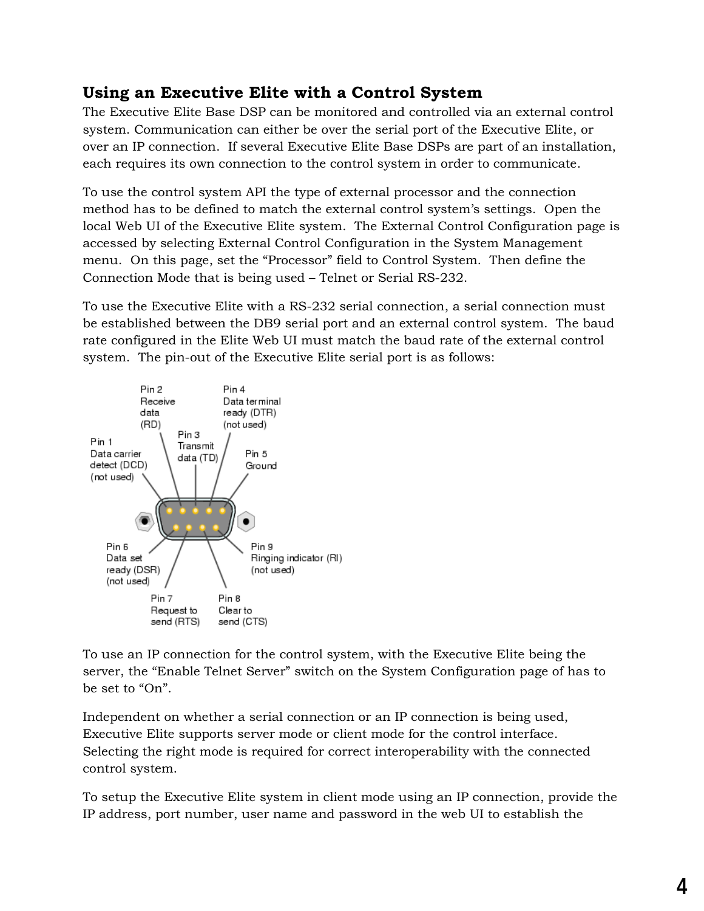## Using an Executive Elite with a Control System

The Executive Elite Base DSP can be monitored and controlled via an external control system. Communication can either be over the serial port of the Executive Elite, or over an IP connection. If several Executive Elite Base DSPs are part of an installation, each requires its own connection to the control system in order to communicate.

To use the control system API the type of external processor and the connection method has to be defined to match the external control system's settings. Open the local Web UI of the Executive Elite system. The External Control Configuration page is accessed by selecting External Control Configuration in the System Management menu. On this page, set the "Processor" field to Control System. Then define the Connection Mode that is being used – Telnet or Serial RS-232.

To use the Executive Elite with a RS-232 serial connection, a serial connection must be established between the DB9 serial port and an external control system. The baud rate configured in the Elite Web UI must match the baud rate of the external control system. The pin-out of the Executive Elite serial port is as follows:

- Pin 1 Data carrier detect (DCD) (not used)
- Pin 2 Receive data (RD)
- Pin 3 Transmit data (TD)
- Pin 4 Data terminal ready (DTR) (not used)
- Pin 5 Ground
- Pin 6 Data set ready (DSR) (not used)
- Pin 7 Request to send (RTS)
- Pin 8 Clear to send (CTS)
- Pin 9 Ringing indicator (RI) (not used)

To use an IP connection for the control system, with the Executive Elite being the server, the "Enable Telnet Server" switch on the System Configuration page of has to be set to "On".

Independent on whether a serial connection or an IP connection is being used, Executive Elite supports server mode or client mode for the control interface. Selecting the right mode is required for correct interoperability with the connected control system.

To setup the Executive Elite system in client mode using an IP connection, provide the IP address, port number, user name and password in the web UI to establish the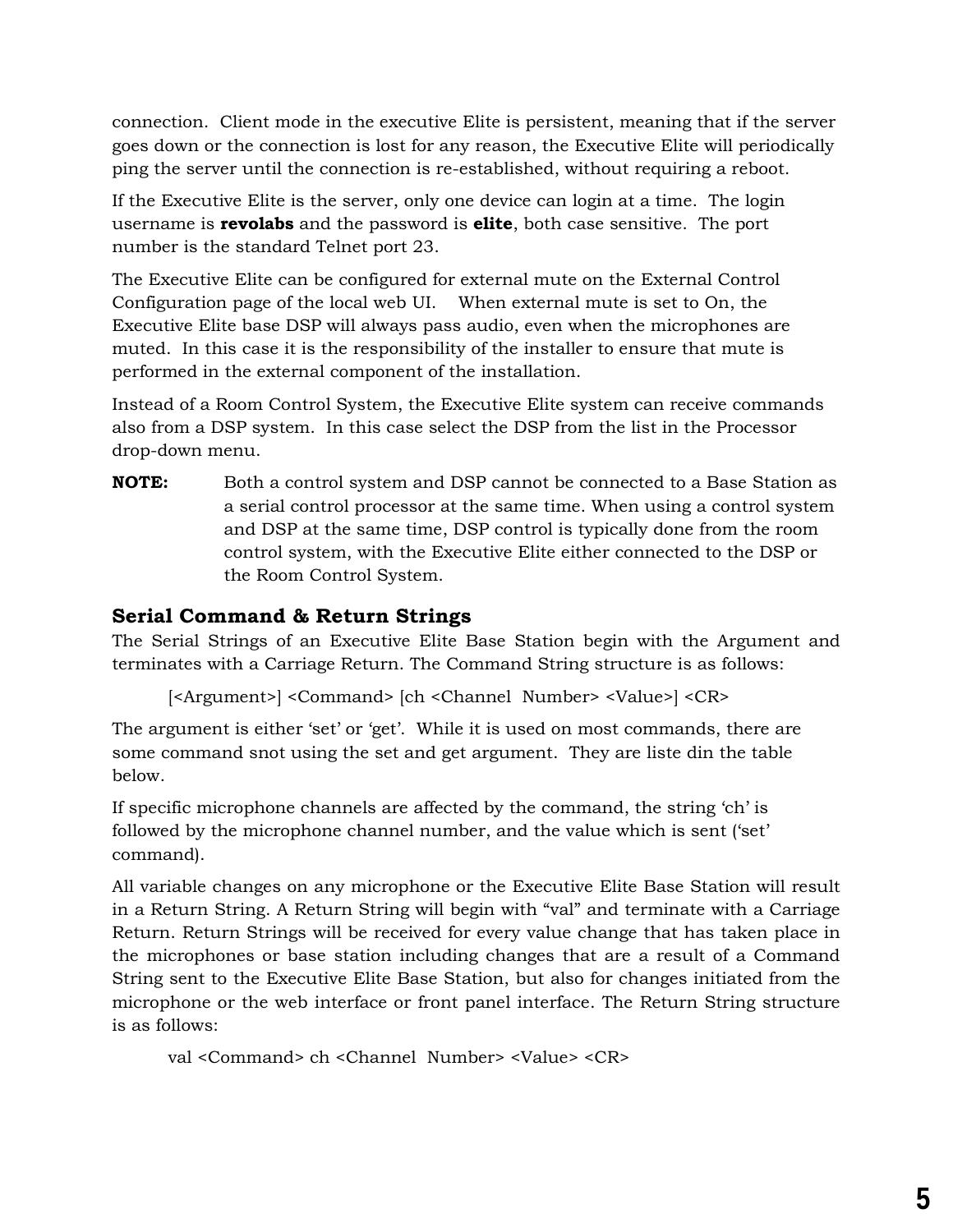connection. Client mode in the executive Elite is persistent, meaning that if the server goes down or the connection is lost for any reason, the Executive Elite will periodically ping the server until the connection is re-established, without requiring a reboot.

If the Executive Elite is the server, only one device can login at a time. The login username is **revolabs** and the password is **elite**, both case sensitive. The port number is the standard Telnet port 23.

The Executive Elite can be configured for external mute on the External Control Configuration page of the local web UI. When external mute is set to On, the Executive Elite base DSP will always pass audio, even when the microphones are muted. In this case it is the responsibility of the installer to ensure that mute is performed in the external component of the installation.

Instead of a Room Control System, the Executive Elite system can receive commands also from a DSP system. In this case select the DSP from the list in the Processor drop-down menu.

**NOTE:** Both a control system and DSP cannot be connected to a Base Station as a serial control processor at the same time. When using a control system and DSP at the same time, DSP control is typically done from the room control system, with the Executive Elite either connected to the DSP or the Room Control System.

### Serial Command & Return Strings

The Serial Strings of an Executive Elite Base Station begin with the Argument and terminates with a Carriage Return. The Command String structure is as follows:

[<Argument>] <Command> [ch <Channel Number> <Value>] <CR>

The argument is either 'set' or 'get'. While it is used on most commands, there are some command snot using the set and get argument. They are liste din the table below.

If specific microphone channels are affected by the command, the string 'ch' is followed by the microphone channel number, and the value which is sent ('set' command).

All variable changes on any microphone or the Executive Elite Base Station will result in a Return String. A Return String will begin with "val" and terminate with a Carriage Return. Return Strings will be received for every value change that has taken place in the microphones or base station including changes that are a result of a Command String sent to the Executive Elite Base Station, but also for changes initiated from the microphone or the web interface or front panel interface. The Return String structure is as follows:

val <Command> ch <Channel Number> <Value> <CR>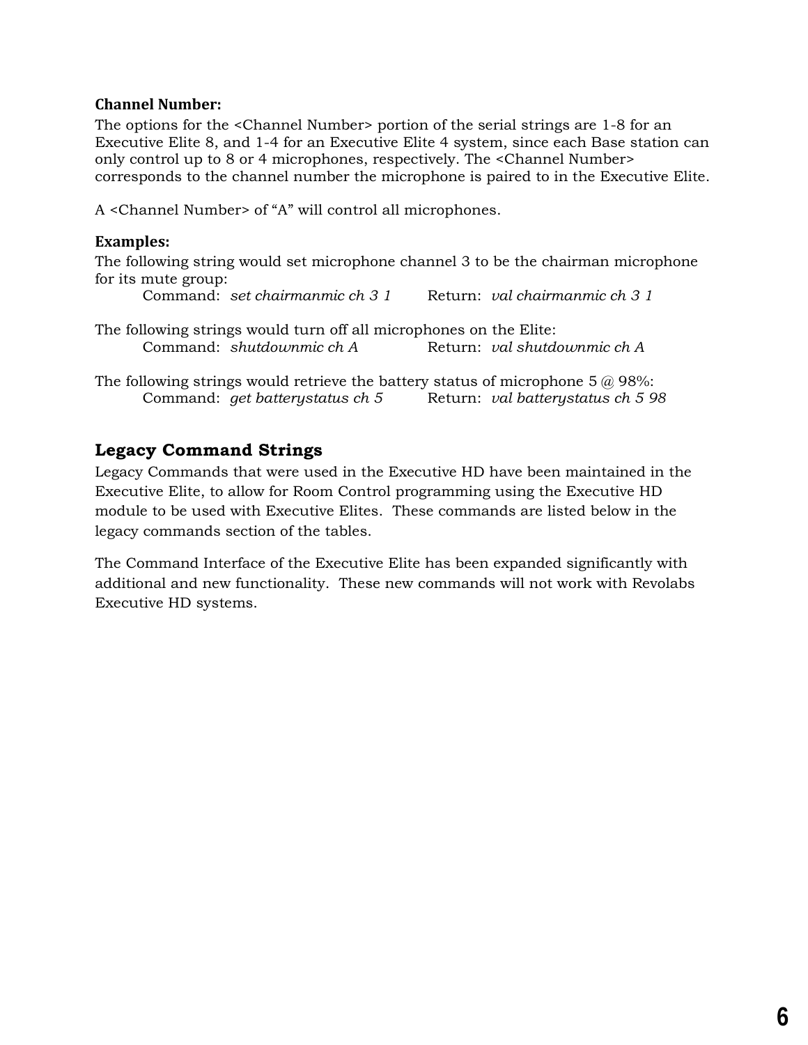**Channel Number:**

The options for the <Channel Number> portion of the serial strings are 1-8 for an Executive Elite 8, and 1-4 for an Executive Elite 4 system, since each Base station can only control up to 8 or 4 microphones, respectively. The <Channel Number> corresponds to the channel number the microphone is paired to in the Executive Elite.

A <Channel Number> of "A" will control all microphones.

**Examples:**

The following string would set microphone channel 3 to be the chairman microphone for its mute group:

Command: *set chairmanmic ch 3 1*    Return: *val chairmanmic ch 3 1*

The following strings would turn off all microphones on the Elite:

Command: *shutdownmic ch A*    Return: *val shutdownmic ch A*

The following strings would retrieve the battery status of microphone 5 @ 98%:

Command: *get batterystatus ch 5*    Return: *val batterystatus ch 5 98*

## Legacy Command Strings

Legacy Commands that were used in the Executive HD have been maintained in the Executive Elite, to allow for Room Control programming using the Executive HD module to be used with Executive Elites. These commands are listed below in the legacy commands section of the tables.

The Command Interface of the Executive Elite has been expanded significantly with additional and new functionality. These new commands will not work with Revolabs Executive HD systems.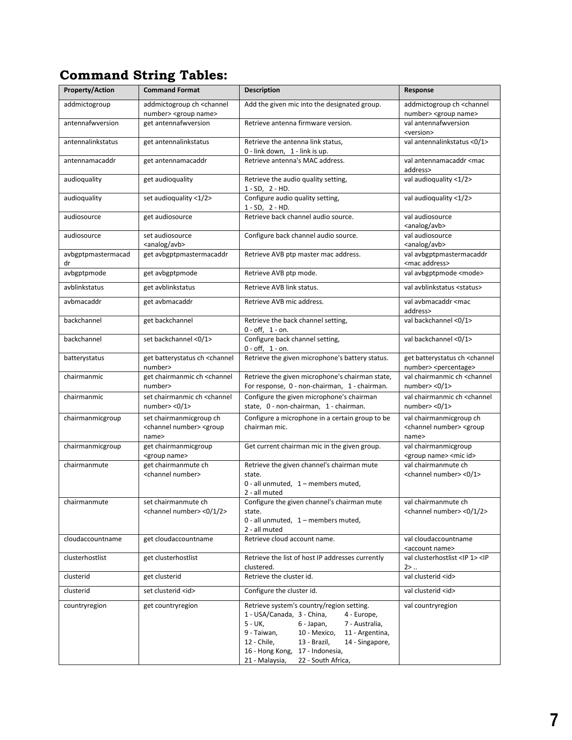## Command String Tables:

| Property/Action | Command Format | Description | Response |
|---|---|---|---|
| addmictogroup | addmictogroup ch <channel number> <group name> | Add the given mic into the designated group. | addmictogroup ch <channel number> <group name> |
| antennafwversion | get antennafwversion | Retrieve antenna firmware version. | val antennafwversion <version> |
| antennalinkstatus | get antennalinkstatus | Retrieve the antenna link status, 0 - link down, 1 - link is up. | val antennalinkstatus <0/1> |
| antennamacaddr | get antennamacaddr | Retrieve antenna's MAC address. | val antennamacaddr <mac address> |
| audioquality | get audioquality | Retrieve the audio quality setting, 1 - SD, 2 - HD. | val audioquality <1/2> |
| audioquality | set audioquality <1/2> | Configure audio quality setting, 1 - SD, 2 - HD. | val audioquality <1/2> |
| audiosource | get audiosource | Retrieve back channel audio source. | val audiosource <analog/avb> |
| audiosource | set audiosource <analog/avb> | Configure back channel audio source. | val audiosource <analog/avb> |
| avbgptpmastermacaddr | get avbgptpmastermacaddr | Retrieve AVB ptp master mac address. | val avbgptpmastermacaddr <mac address> |
| avbgptpmode | get avbgptpmode | Retrieve AVB ptp mode. | val avbgptpmode <mode> |
| avblinkstatus | get avblinkstatus | Retrieve AVB link status. | val avblinkstatus <status> |
| avbmacaddr | get avbmacaddr | Retrieve AVB mic address. | val avbmacaddr <mac address> |
| backchannel | get backchannel | Retrieve the back channel setting, 0 - off, 1 - on. | val backchannel <0/1> |
| backchannel | set backchannel <0/1> | Configure back channel setting, 0 - off, 1 - on. | val backchannel <0/1> |
| batterystatus | get batterystatus ch <channel number> | Retrieve the given microphone's battery status. | get batterystatus ch <channel number> <percentage> |
| chairmanmic | get chairmanmic ch <channel number> | Retrieve the given microphone's chairman state, For response, 0 - non-chairman, 1 - chairman. | val chairmanmic ch <channel number> <0/1> |
| chairmanmic | set chairmanmic ch <channel number> <0/1> | Configure the given microphone's chairman state, 0 - non-chairman, 1 - chairman. | val chairmanmic ch <channel number> <0/1> |
| chairmanmicgroup | set chairmanmicgroup ch <channel number> <group name> | Configure a microphone in a certain group to be chairman mic. | val chairmanmicgroup ch <channel number> <group name> |
| chairmanmicgroup | get chairmanmicgroup <group name> | Get current chairman mic in the given group. | val chairmanmicgroup <group name> <mic id> |
| chairmanmute | get chairmanmute ch <channel number> | Retrieve the given channel's chairman mute state. 0 - all unmuted, 1 – members muted, 2 - all muted | val chairmanmute ch <channel number> <0/1> |
| chairmanmute | set chairmanmute ch <channel number> <0/1/2> | Configure the given channel's chairman mute state. 0 - all unmuted, 1 – members muted, 2 - all muted | val chairmanmute ch <channel number> <0/1/2> |
| cloudaccountname | get cloudaccountname | Retrieve cloud account name. | val cloudaccountname <account name> |
| clusterhostlist | get clusterhostlist | Retrieve the list of host IP addresses currently clustered. | val clusterhostlist <IP 1> <IP 2> .. |
| clusterid | get clusterid | Retrieve the cluster id. | val clusterid <id> |
| clusterid | set clusterid <id> | Configure the cluster id. | val clusterid <id> |
| countryregion | get countryregion | Retrieve system's country/region setting. 1 - USA/Canada, 3 - China, 4 - Europe, 5 - UK, 6 - Japan, 7 - Australia, 9 - Taiwan, 10 - Mexico, 11 - Argentina, 12 - Chile, 13 - Brazil, 14 - Singapore, 16 - Hong Kong, 17 - Indonesia, 21 - Malaysia, 22 - South Africa, | val countryregion |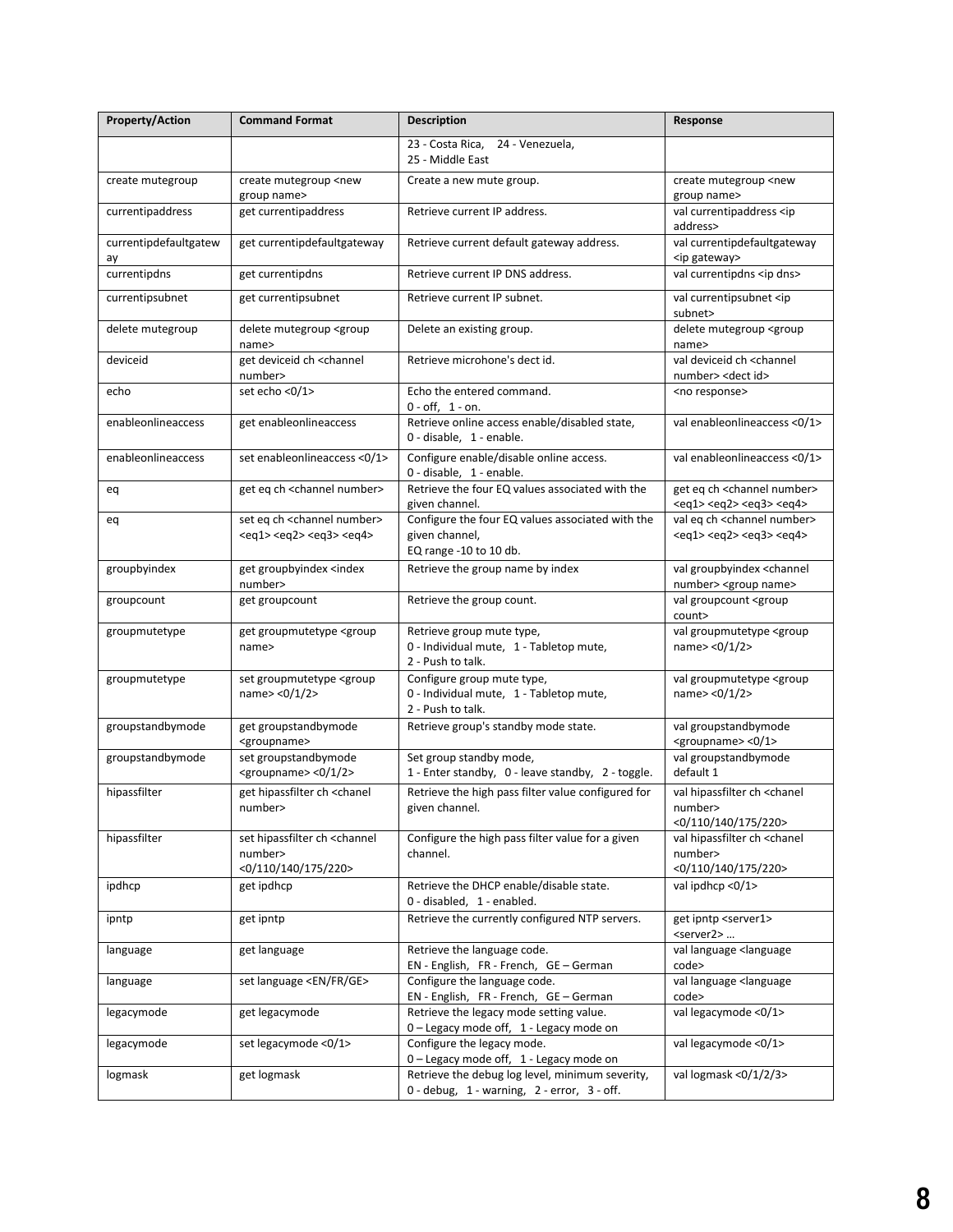| Property/Action | Command Format | Description | Response |
|---|---|---|---|
| | | 23 - Costa Rica, 24 - Venezuela, 25 - Middle East | |
| create mutegroup | create mutegroup <new group name> | Create a new mute group. | create mutegroup <new group name> |
| currentipaddress | get currentipaddress | Retrieve current IP address. | val currentipaddress <ip address> |
| currentipdefaultgateway | get currentipdefaultgateway | Retrieve current default gateway address. | val currentipdefaultgateway <ip gateway> |
| currentipdns | get currentipdns | Retrieve current IP DNS address. | val currentipdns <ip dns> |
| currentipsubnet | get currentipsubnet | Retrieve current IP subnet. | val currentipsubnet <ip subnet> |
| delete mutegroup | delete mutegroup <group name> | Delete an existing group. | delete mutegroup <group name> |
| deviceid | get deviceid ch <channel number> | Retrieve microhone's dect id. | val deviceid ch <channel number> <dect id> |
| echo | set echo <0/1> | Echo the entered command. 0 - off, 1 - on. | <no response> |
| enableonlineaccess | get enableonlineaccess | Retrieve online access enable/disabled state, 0 - disable, 1 - enable. | val enableonlineaccess <0/1> |
| enableonlineaccess | set enableonlineaccess <0/1> | Configure enable/disable online access. 0 - disable, 1 - enable. | val enableonlineaccess <0/1> |
| eq | get eq ch <channel number> | Retrieve the four EQ values associated with the given channel. | get eq ch <channel number> <eq1> <eq2> <eq3> <eq4> |
| eq | set eq ch <channel number> <eq1> <eq2> <eq3> <eq4> | Configure the four EQ values associated with the given channel, EQ range -10 to 10 db. | val eq ch <channel number> <eq1> <eq2> <eq3> <eq4> |
| groupbyindex | get groupbyindex <index number> | Retrieve the group name by index | val groupbyindex <channel number> <group name> |
| groupcount | get groupcount | Retrieve the group count. | val groupcount <group count> |
| groupmutetype | get groupmutetype <group name> | Retrieve group mute type, 0 - Individual mute, 1 - Tabletop mute, 2 - Push to talk. | val groupmutetype <group name> <0/1/2> |
| groupmutetype | set groupmutetype <group name> <0/1/2> | Configure group mute type, 0 - Individual mute, 1 - Tabletop mute, 2 - Push to talk. | val groupmutetype <group name> <0/1/2> |
| groupstandbymode | get groupstandbymode <groupname> | Retrieve group's standby mode state. | val groupstandbymode <groupname> <0/1> |
| groupstandbymode | set groupstandbymode <groupname> <0/1/2> | Set group standby mode, 1 - Enter standby, 0 - leave standby, 2 - toggle. | val groupstandbymode default 1 |
| hipassfilter | get hipassfilter ch <chanel number> | Retrieve the high pass filter value configured for given channel. | val hipassfilter ch <chanel number> <0/110/140/175/220> |
| hipassfilter | set hipassfilter ch <channel number> <0/110/140/175/220> | Configure the high pass filter value for a given channel. | val hipassfilter ch <chanel number> <0/110/140/175/220> |
| ipdhcp | get ipdhcp | Retrieve the DHCP enable/disable state. 0 - disabled, 1 - enabled. | val ipdhcp <0/1> |
| ipntp | get ipntp | Retrieve the currently configured NTP servers. | get ipntp <server1> <server2> … |
| language | get language | Retrieve the language code. EN - English, FR - French, GE – German | val language <language code> |
| language | set language <EN/FR/GE> | Configure the language code. EN - English, FR - French, GE – German | val language <language code> |
| legacymode | get legacymode | Retrieve the legacy mode setting value. 0 – Legacy mode off, 1 - Legacy mode on | val legacymode <0/1> |
| legacymode | set legacymode <0/1> | Configure the legacy mode. 0 – Legacy mode off, 1 - Legacy mode on | val legacymode <0/1> |
| logmask | get logmask | Retrieve the debug log level, minimum severity, 0 - debug, 1 - warning, 2 - error, 3 - off. | val logmask <0/1/2/3> |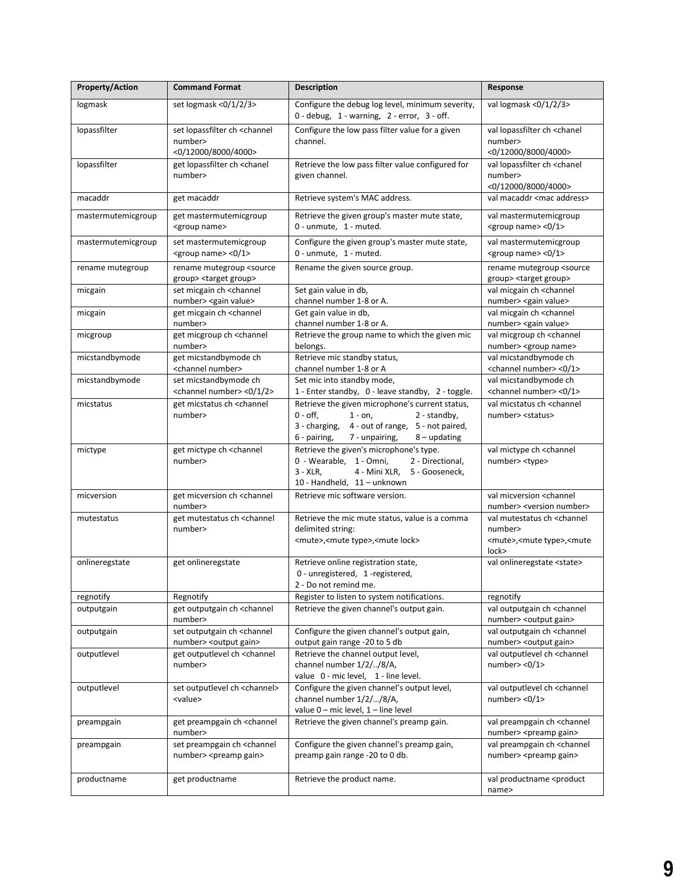| Property/Action | Command Format | Description | Response |
|---|---|---|---|
| logmask | set logmask <0/1/2/3> | Configure the debug log level, minimum severity, 0 - debug, 1 - warning, 2 - error, 3 - off. | val logmask <0/1/2/3> |
| lopassfilter | set lopassfilter ch <chanel number> <0/12000/8000/4000> | Configure the low pass filter value for a given channel. | val lopassfilter ch <chanel number> <0/12000/8000/4000> |
| lopassfilter | get lopassfilter ch <chanel number> | Retrieve the low pass filter value configured for given channel. | val lopassfilter ch <chanel number> <0/12000/8000/4000> |
| macaddr | get macaddr | Retrieve system's MAC address. | val macaddr <mac address> |
| mastermutemicgroup | get mastermutemicgroup <group name> | Retrieve the given group's master mute state, 0 - unmute, 1 - muted. | val mastermutemicgroup <group name> <0/1> |
| mastermutemicgroup | set mastermutemicgroup <group name> <0/1> | Configure the given group's master mute state, 0 - unmute, 1 - muted. | val mastermutemicgroup <group name> <0/1> |
| rename mutegroup | rename mutegroup <source group> <target group> | Rename the given source group. | rename mutegroup <source group> <target group> |
| micgain | set micgain ch <channel number> <gain value> | Set gain value in db, channel number 1-8 or A. | val micgain ch <channel number> <gain value> |
| micgain | get micgain ch <channel number> | Get gain value in db, channel number 1-8 or A. | val micgain ch <channel number> <gain value> |
| micgroup | get micgroup ch <channel number> | Retrieve the group name to which the given mic belongs. | val micgroup ch <channel number> <group name> |
| micstandbymode | get micstandbymode ch <channel number> | Retrieve mic standby status, channel number 1-8 or A | val micstandbymode ch <channel number> <0/1> |
| micstandbymode | set micstandbymode ch <channel number> <0/1/2> | Set mic into standby mode, 1 - Enter standby, 0 - leave standby, 2 - toggle. | val micstandbymode ch <channel number> <0/1> |
| micstatus | get micstatus ch <channel number> | Retrieve the given microphone's current status, 0 - off, 1 - on, 2 - standby, 3 - charging, 4 - out of range, 5 - not paired, 6 - pairing, 7 - unpairing, 8 – updating | val micstatus ch <channel number> <status> |
| mictype | get mictype ch <channel number> | Retrieve the given's microphone's type. 0 - Wearable, 1 - Omni, 2 - Directional, 3 - XLR, 4 - Mini XLR, 5 - Gooseneck, 10 - Handheld, 11 – unknown | val mictype ch <channel number> <type> |
| micversion | get micversion ch <channel number> | Retrieve mic software version. | val micversion <channel number> <version number> |
| mutestatus | get mutestatus ch <channel number> | Retrieve the mic mute status, value is a comma delimited string: <mute>,<mute type>,<mute lock> | val mutestatus ch <channel number> <mute>,<mute type>,<mute lock> |
| onlineregstate | get onlineregstate | Retrieve online registration state, 0 - unregistered, 1 -registered, 2 - Do not remind me. | val onlineregstate <state> |
| regnotify | Regnotify | Register to listen to system notifications. | regnotify |
| outputgain | get outputgain ch <channel number> | Retrieve the given channel's output gain. | val outputgain ch <channel number> <output gain> |
| outputgain | set outputgain ch <channel number> <output gain> | Configure the given channel's output gain, output gain range -20 to 5 db | val outputgain ch <channel number> <output gain> |
| outputlevel | get outputlevel ch <channel number> | Retrieve the channel output level, channel number 1/2/../8/A, value 0 - mic level, 1 - line level. | val outputlevel ch <channel number> <0/1> |
| outputlevel | set outputlevel ch <channel> <value> | Configure the given channel's output level, channel number 1/2/…/8/A, value 0 – mic level, 1 – line level | val outputlevel ch <channel number> <0/1> |
| preampgain | get preampgain ch <channel number> | Retrieve the given channel's preamp gain. | val preampgain ch <channel number> <preamp gain> |
| preampgain | set preampgain ch <channel number> <preamp gain> | Configure the given channel's preamp gain, preamp gain range -20 to 0 db. | val preampgain ch <channel number> <preamp gain> |
| productname | get productname | Retrieve the product name. | val productname <product name> |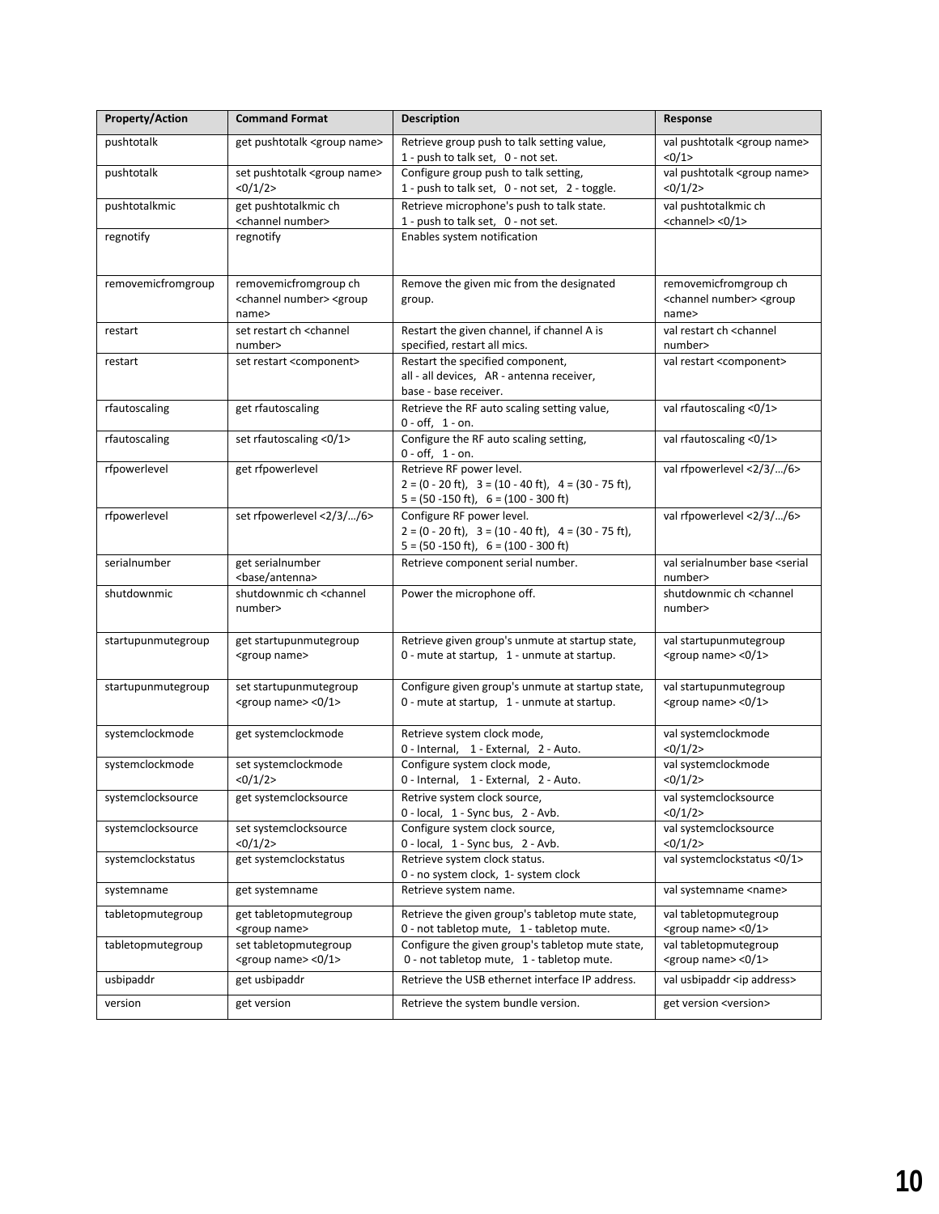| Property/Action | Command Format | Description | Response |
|---|---|---|---|
| pushtotalk | get pushtotalk <group name> | Retrieve group push to talk setting value, 1 - push to talk set, 0 - not set. | val pushtotalk <group name> <0/1> |
| pushtotalk | set pushtotalk <group name> <0/1/2> | Configure group push to talk setting, 1 - push to talk set, 0 - not set, 2 - toggle. | val pushtotalk <group name> <0/1/2> |
| pushtotalkmic | get pushtotalkmic ch <channel number> | Retrieve microphone's push to talk state. 1 - push to talk set, 0 - not set. | val pushtotalkmic ch <channel> <0/1> |
| regnotify | regnotify | Enables system notification | |
| removemicfromgroup | removemicfromgroup ch <channel number> <group name> | Remove the given mic from the designated group. | removemicfromgroup ch <channel number> <group name> |
| restart | set restart ch <channel number> | Restart the given channel, if channel A is specified, restart all mics. | val restart ch <channel number> |
| restart | set restart <component> | Restart the specified component, all - all devices, AR - antenna receiver, base - base receiver. | val restart <component> |
| rfautoscaling | get rfautoscaling | Retrieve the RF auto scaling setting value, 0 - off, 1 - on. | val rfautoscaling <0/1> |
| rfautoscaling | set rfautoscaling <0/1> | Configure the RF auto scaling setting, 0 - off, 1 - on. | val rfautoscaling <0/1> |
| rfpowerlevel | get rfpowerlevel | Retrieve RF power level. 2 = (0 - 20 ft), 3 = (10 - 40 ft), 4 = (30 - 75 ft), 5 = (50 -150 ft), 6 = (100 - 300 ft) | val rfpowerlevel <2/3/…/6> |
| rfpowerlevel | set rfpowerlevel <2/3/…/6> | Configure RF power level. 2 = (0 - 20 ft), 3 = (10 - 40 ft), 4 = (30 - 75 ft), 5 = (50 -150 ft), 6 = (100 - 300 ft) | val rfpowerlevel <2/3/…/6> |
| serialnumber | get serialnumber <base/antenna> | Retrieve component serial number. | val serialnumber base <serial number> |
| shutdownmic | shutdownmic ch <channel number> | Power the microphone off. | shutdownmic ch <channel number> |
| startupunmutegroup | get startupunmutegroup <group name> | Retrieve given group's unmute at startup state, 0 - mute at startup, 1 - unmute at startup. | val startupunmutegroup <group name> <0/1> |
| startupunmutegroup | set startupunmutegroup <group name> <0/1> | Configure given group's unmute at startup state, 0 - mute at startup, 1 - unmute at startup. | val startupunmutegroup <group name> <0/1> |
| systemclockmode | get systemclockmode | Retrieve system clock mode, 0 - Internal, 1 - External, 2 - Auto. | val systemclockmode <0/1/2> |
| systemclockmode | set systemclockmode <0/1/2> | Configure system clock mode, 0 - Internal, 1 - External, 2 - Auto. | val systemclockmode <0/1/2> |
| systemclocksource | get systemclocksource | Retrive system clock source, 0 - local, 1 - Sync bus, 2 - Avb. | val systemclocksource <0/1/2> |
| systemclocksource | set systemclocksource <0/1/2> | Configure system clock source, 0 - local, 1 - Sync bus, 2 - Avb. | val systemclocksource <0/1/2> |
| systemclockstatus | get systemclockstatus | Retrieve system clock status. 0 - no system clock, 1- system clock | val systemclockstatus <0/1> |
| systemname | get systemname | Retrieve system name. | val systemname <name> |
| tabletopmutegroup | get tabletopmutegroup <group name> | Retrieve the given group's tabletop mute state, 0 - not tabletop mute, 1 - tabletop mute. | val tabletopmutegroup <group name> <0/1> |
| tabletopmutegroup | set tabletopmutegroup <group name> <0/1> | Configure the given group's tabletop mute state, 0 - not tabletop mute, 1 - tabletop mute. | val tabletopmutegroup <group name> <0/1> |
| usbipaddr | get usbipaddr | Retrieve the USB ethernet interface IP address. | val usbipaddr <ip address> |
| version | get version | Retrieve the system bundle version. | get version <version> |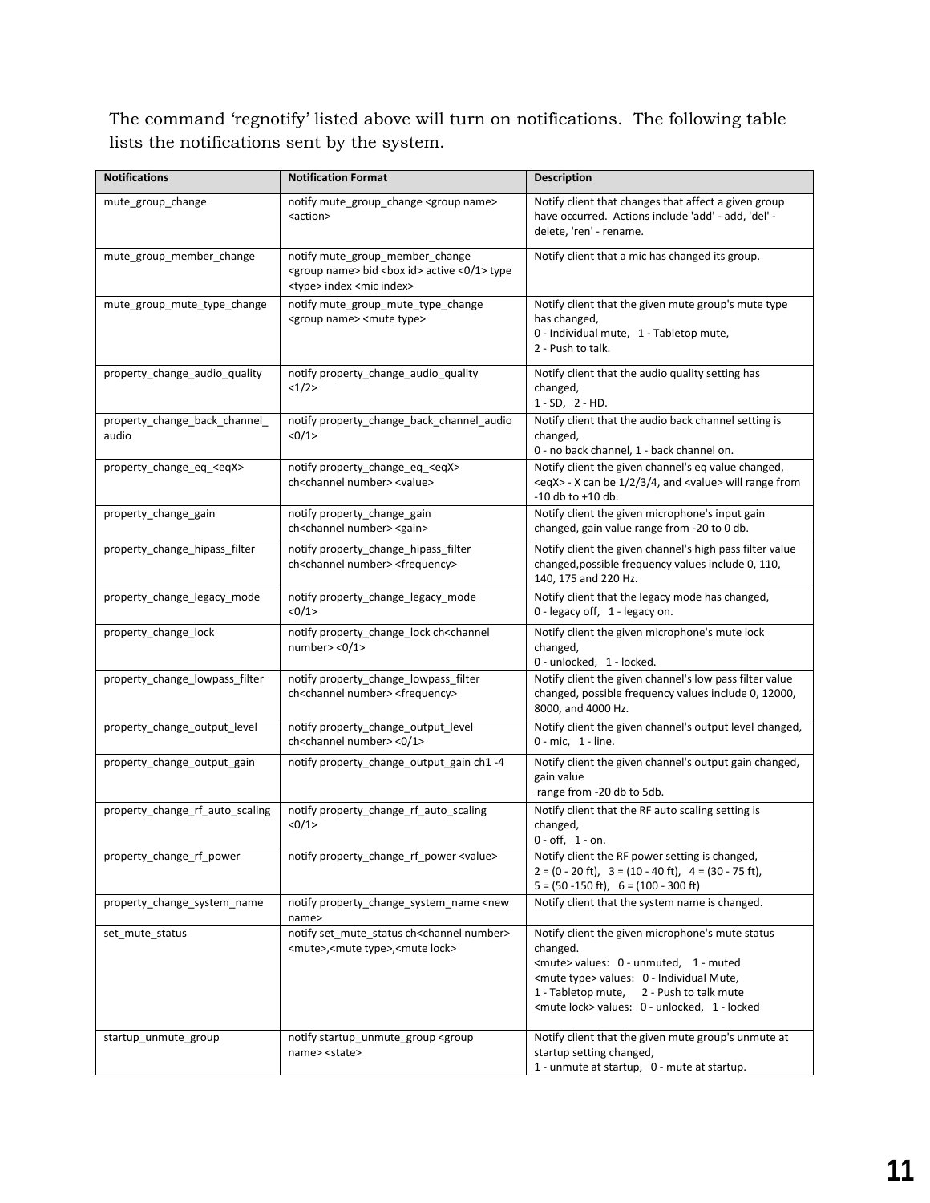The command ‘regnotify’ listed above will turn on notifications. The following table lists the notifications sent by the system.

| Notifications | Notification Format | Description |
|---|---|---|
| mute_group_change | notify mute_group_change <group name> <action> | Notify client that changes that affect a given group have occurred. Actions include 'add' - add, 'del' - delete, 'ren' - rename. |
| mute_group_member_change | notify mute_group_member_change <group name> bid <box id> active <0/1> type <type> index <mic index> | Notify client that a mic has changed its group. |
| mute_group_mute_type_change | notify mute_group_mute_type_change <group name> <mute type> | Notify client that the given mute group's mute type has changed,<br>0 - Individual mute, 1 - Tabletop mute,<br>2 - Push to talk. |
| property_change_audio_quality | notify property_change_audio_quality <1/2> | Notify client that the audio quality setting has changed,<br>1 - SD, 2 - HD. |
| property_change_back_channel_audio | notify property_change_back_channel_audio <0/1> | Notify client that the audio back channel setting is changed,<br>0 - no back channel, 1 - back channel on. |
| property_change_eq_<eqX> | notify property_change_eq_<eqX> ch<channel number> <value> | Notify client the given channel's eq value changed, <eqX> - X can be 1/2/3/4, and <value> will range from -10 db to +10 db. |
| property_change_gain | notify property_change_gain ch<channel number> <gain> | Notify client the given microphone's input gain changed, gain value range from -20 to 0 db. |
| property_change_hipass_filter | notify property_change_hipass_filter ch<channel number> <frequency> | Notify client the given channel's high pass filter value changed,possible frequency values include 0, 110, 140, 175 and 220 Hz. |
| property_change_legacy_mode | notify property_change_legacy_mode <0/1> | Notify client that the legacy mode has changed,<br>0 - legacy off, 1 - legacy on. |
| property_change_lock | notify property_change_lock ch<channel number> <0/1> | Notify client the given microphone's mute lock changed,<br>0 - unlocked, 1 - locked. |
| property_change_lowpass_filter | notify property_change_lowpass_filter ch<channel number> <frequency> | Notify client the given channel's low pass filter value changed, possible frequency values include 0, 12000, 8000, and 4000 Hz. |
| property_change_output_level | notify property_change_output_level ch<channel number> <0/1> | Notify client the given channel's output level changed,<br>0 - mic, 1 - line. |
| property_change_output_gain | notify property_change_output_gain ch1 -4 | Notify client the given channel's output gain changed, gain value<br>range from -20 db to 5db. |
| property_change_rf_auto_scaling | notify property_change_rf_auto_scaling <0/1> | Notify client that the RF auto scaling setting is changed,<br>0 - off, 1 - on. |
| property_change_rf_power | notify property_change_rf_power <value> | Notify client the RF power setting is changed,<br>2 = (0 - 20 ft), 3 = (10 - 40 ft), 4 = (30 - 75 ft),<br>5 = (50 -150 ft), 6 = (100 - 300 ft) |
| property_change_system_name | notify property_change_system_name <new name> | Notify client that the system name is changed. |
| set_mute_status | notify set_mute_status ch<channel number> <mute>,<mute type>,<mute lock> | Notify client the given microphone's mute status changed.<br><mute> values: 0 - unmuted, 1 - muted<br><mute type> values: 0 - Individual Mute,<br>1 - Tabletop mute, 2 - Push to talk mute<br><mute lock> values: 0 - unlocked, 1 - locked |
| startup_unmute_group | notify startup_unmute_group <group name> <state> | Notify client that the given mute group's unmute at startup setting changed,<br>1 - unmute at startup, 0 - mute at startup. |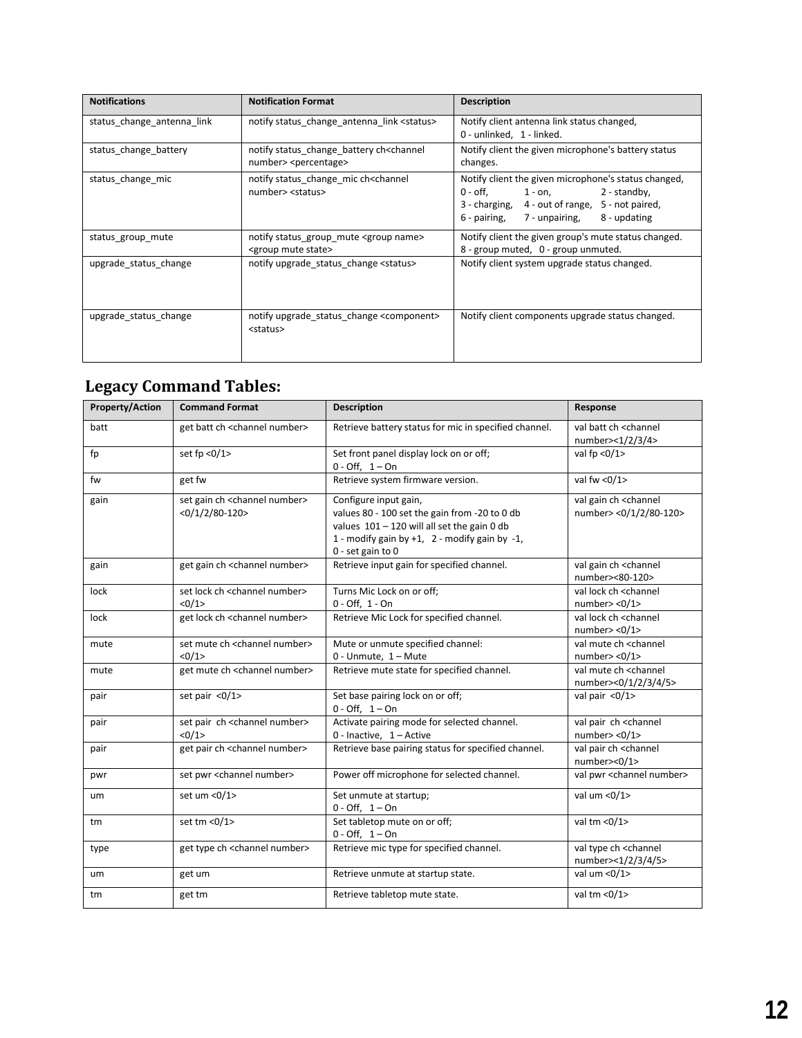| Notifications | Notification Format | Description |
| --- | --- | --- |
| status_change_antenna_link | notify status_change_antenna_link <status> | Notify client antenna link status changed, 0 - unlinked, 1 - linked. |
| status_change_battery | notify status_change_battery ch<channel number> <percentage> | Notify client the given microphone's battery status changes. |
| status_change_mic | notify status_change_mic ch<channel number> <status> | Notify client the given microphone's status changed, 0 - off, 1 - on, 2 - standby, 3 - charging, 4 - out of range, 5 - not paired, 6 - pairing, 7 - unpairing, 8 - updating |
| status_group_mute | notify status_group_mute <group name> <group mute state> | Notify client the given group's mute status changed. 8 - group muted, 0 - group unmuted. |
| upgrade_status_change | notify upgrade_status_change <status> | Notify client system upgrade status changed. |
| upgrade_status_change | notify upgrade_status_change <component> <status> | Notify client components upgrade status changed. |

## Legacy Command Tables:

| Property/Action | Command Format | Description | Response |
| --- | --- | --- | --- |
| batt | get batt ch <channel number> | Retrieve battery status for mic in specified channel. | val batt ch <channel number><1/2/3/4> |
| fp | set fp <0/1> | Set front panel display lock on or off; 0 - Off, 1 – On | val fp <0/1> |
| fw | get fw | Retrieve system firmware version. | val fw <0/1> |
| gain | set gain ch <channel number> <0/1/2/80-120> | Configure input gain, values 80 - 100 set the gain from -20 to 0 db values 101 – 120 will all set the gain 0 db 1 - modify gain by +1, 2 - modify gain by -1, 0 - set gain to 0 | val gain ch <channel number> <0/1/2/80-120> |
| gain | get gain ch <channel number> | Retrieve input gain for specified channel. | val gain ch <channel number><80-120> |
| lock | set lock ch <channel number> <0/1> | Turns Mic Lock on or off; 0 - Off, 1 - On | val lock ch <channel number> <0/1> |
| lock | get lock ch <channel number> | Retrieve Mic Lock for specified channel. | val lock ch <channel number> <0/1> |
| mute | set mute ch <channel number> <0/1> | Mute or unmute specified channel: 0 - Unmute, 1 – Mute | val mute ch <channel number> <0/1> |
| mute | get mute ch <channel number> | Retrieve mute state for specified channel. | val mute ch <channel number><0/1/2/3/4/5> |
| pair | set pair <0/1> | Set base pairing lock on or off; 0 - Off, 1 – On | val pair <0/1> |
| pair | set pair ch <channel number> <0/1> | Activate pairing mode for selected channel. 0 - Inactive, 1 – Active | val pair ch <channel number> <0/1> |
| pair | get pair ch <channel number> | Retrieve base pairing status for specified channel. | val pair ch <channel number><0/1> |
| pwr | set pwr <channel number> | Power off microphone for selected channel. | val pwr <channel number> |
| um | set um <0/1> | Set unmute at startup; 0 - Off, 1 – On | val um <0/1> |
| tm | set tm <0/1> | Set tabletop mute on or off; 0 - Off, 1 – On | val tm <0/1> |
| type | get type ch <channel number> | Retrieve mic type for specified channel. | val type ch <channel number><1/2/3/4/5> |
| um | get um | Retrieve unmute at startup state. | val um <0/1> |
| tm | get tm | Retrieve tabletop mute state. | val tm <0/1> |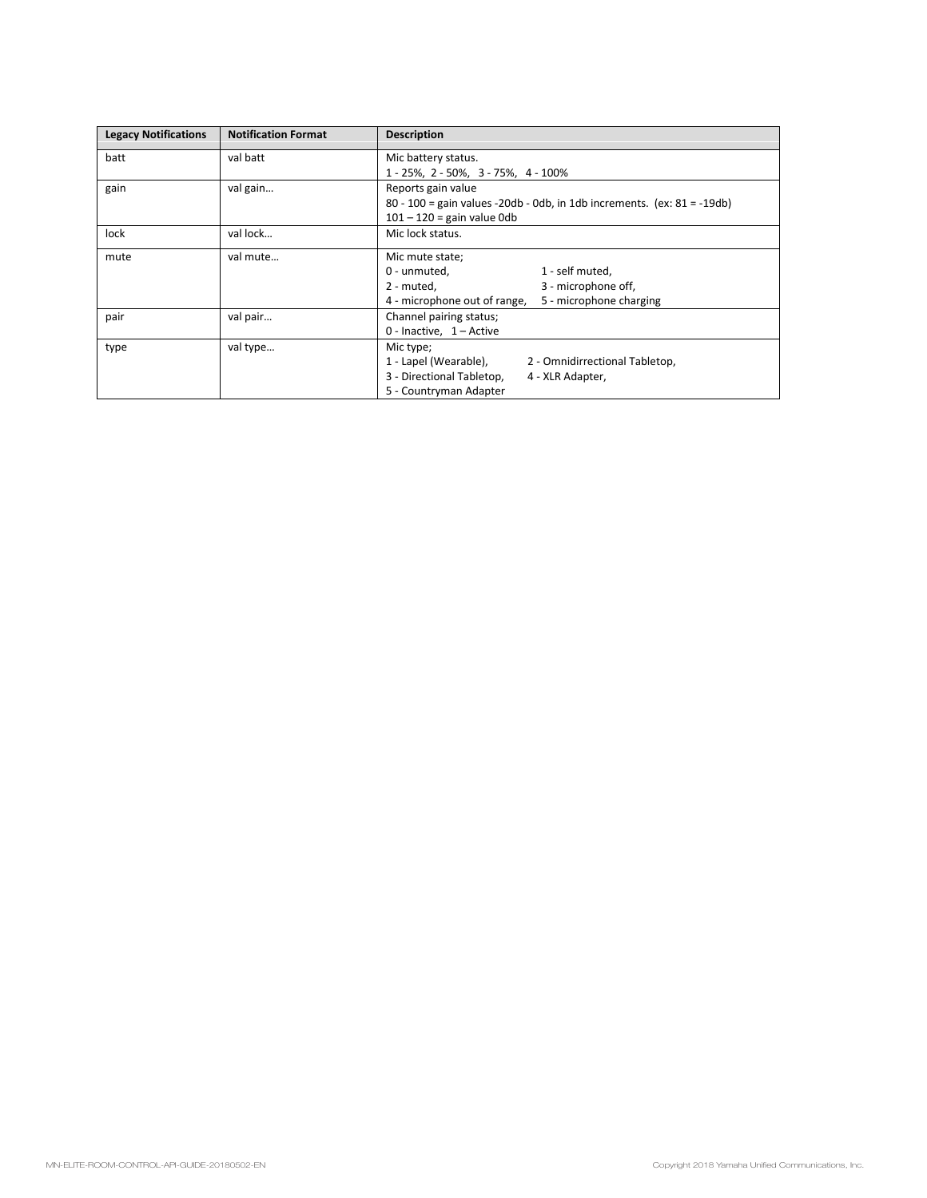| Legacy Notifications | Notification Format | Description |
|---|---|---|
| batt | val batt | Mic battery status.<br>1 - 25%, 2 - 50%, 3 - 75%, 4 - 100% |
| gain | val gain… | Reports gain value<br>80 - 100 = gain values -20db - 0db, in 1db increments. (ex: 81 = -19db)<br>101 – 120 = gain value 0db |
| lock | val lock… | Mic lock status. |
| mute | val mute… | Mic mute state;<br>0 - unmuted, 1 - self muted,<br>2 - muted, 3 - microphone off,<br>4 - microphone out of range, 5 - microphone charging |
| pair | val pair… | Channel pairing status;<br>0 - Inactive, 1 – Active |
| type | val type… | Mic type;<br>1 - Lapel (Wearable), 2 - Omnidirrectional Tabletop,<br>3 - Directional Tabletop, 4 - XLR Adapter,<br>5 - Countryman Adapter |